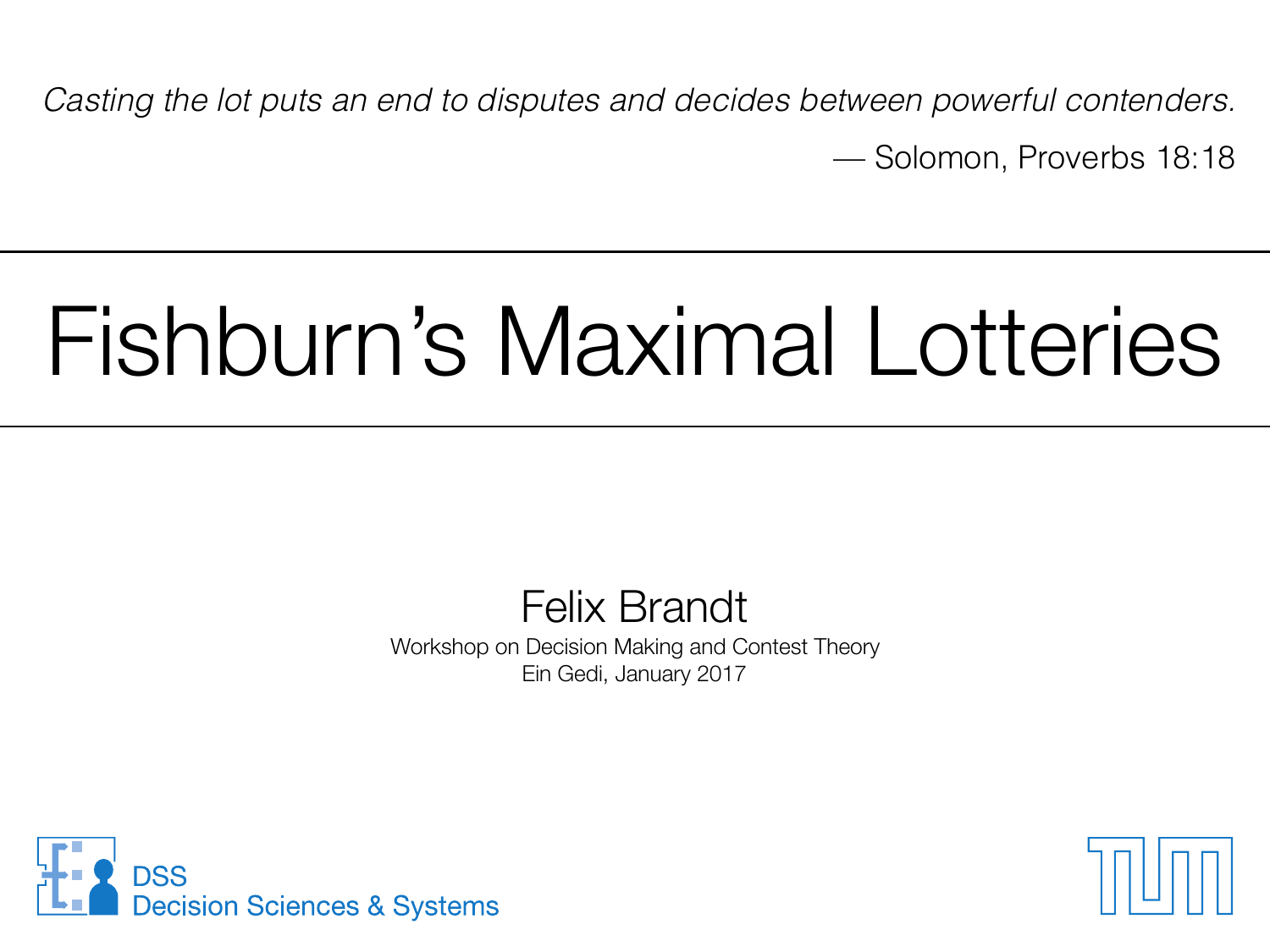*Casting the lot puts an end to disputes and decides between powerful contenders.*

— Solomon, Proverbs 18:18

# Fishburn's Maximal Lotteries

Felix Brandt

Workshop on Decision Making and Contest Theory

Ein Gedi, January 2017

DSS
Decision Sciences & Systems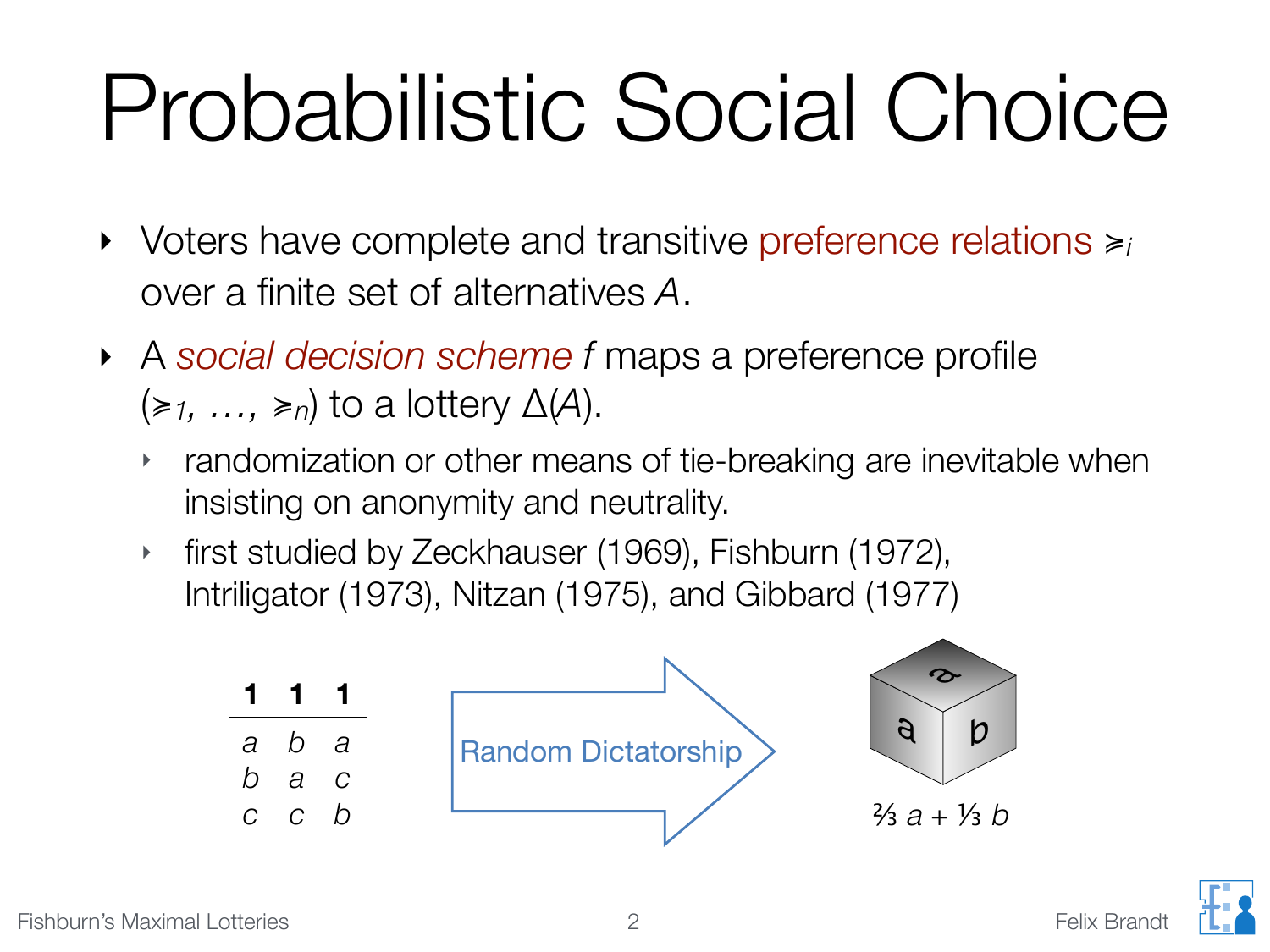# Probabilistic Social Choice

- Voters have complete and transitive preference relations $\succcurlyeq_i$ over a finite set of alternatives $A$.
- A *social decision scheme* $f$ maps a preference profile $(\succcurlyeq_1, \ldots, \succcurlyeq_n)$ to a lottery $\Delta(A)$.
  - randomization or other means of tie-breaking are inevitable when insisting on anonymity and neutrality.
  - first studied by Zeckhauser (1969), Fishburn (1972), Intriligator (1973), Nitzan (1975), and Gibbard (1977)

| **1** | **1** | **1** |
|---|---|---|
| $a$ | $b$ | $a$ |
| $b$ | $a$ | $c$ |
| $c$ | $c$ | $b$ |

Random Dictatorship

$\frac{2}{3}\, a + \frac{1}{3}\, b$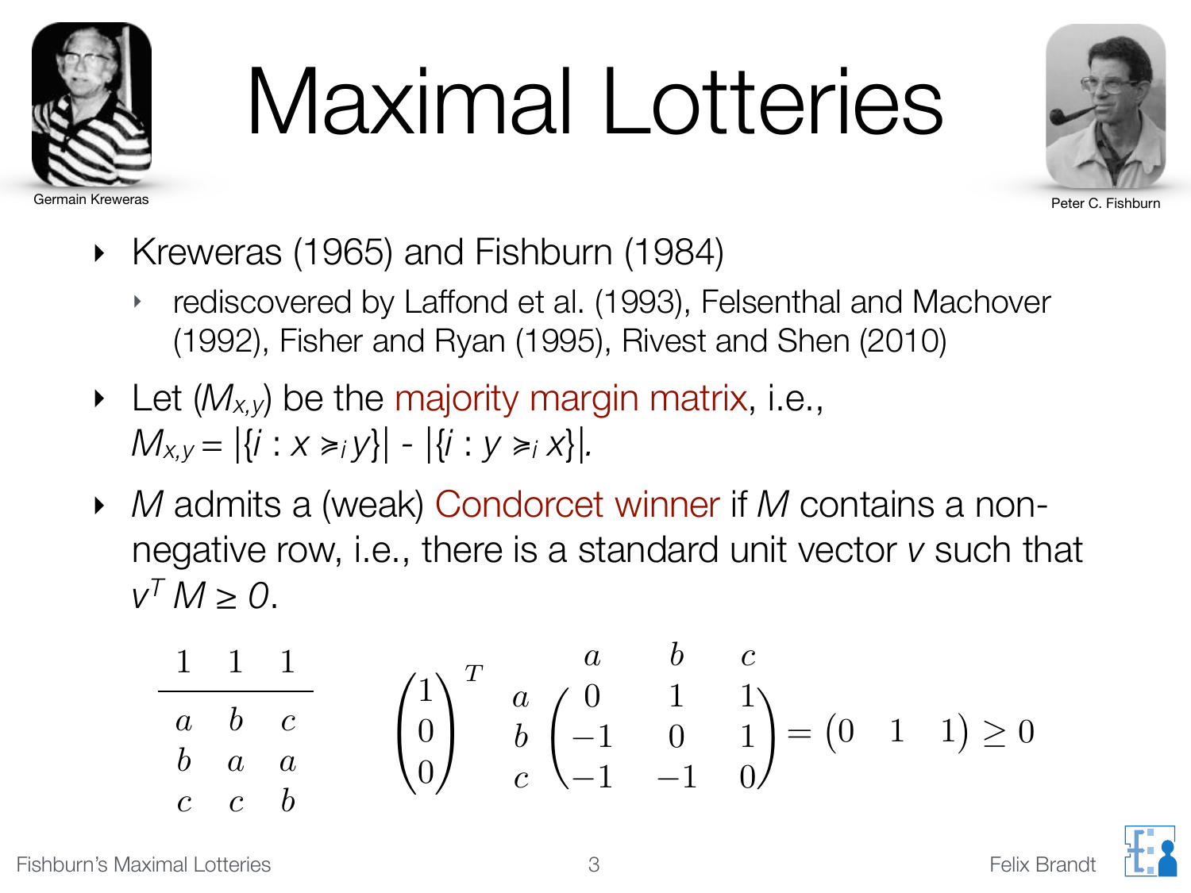# Maximal Lotteries

Germain Kreweras

Peter C. Fishburn

- Kreweras (1965) and Fishburn (1984)
  - rediscovered by Laffond et al. (1993), Felsenthal and Machover (1992), Fisher and Ryan (1995), Rivest and Shen (2010)
- Let $(M_{x,y})$ be the majority margin matrix, i.e., $M_{x,y} = |\{i : x \succcurlyeq_i y\}| - |\{i : y \succcurlyeq_i x\}|$.
- $M$ admits a (weak) Condorcet winner if $M$ contains a non-negative row, i.e., there is a standard unit vector $v$ such that $v^T M \geq 0$.

| 1 | 1 | 1 |
|---|---|---|
| $a$ | $b$ | $c$ |
| $b$ | $a$ | $a$ |
| $c$ | $c$ | $b$ |

$$
\begin{pmatrix} 1 \\ 0 \\ 0 \end{pmatrix}^T
\begin{array}{c} \\ a \\ b \\ c \end{array}
\begin{array}{c}
\begin{array}{ccc} a & b & c \end{array} \\
\begin{pmatrix} 0 & 1 & 1 \\ -1 & 0 & 1 \\ -1 & -1 & 0 \end{pmatrix}
\end{array}
= \begin{pmatrix} 0 & 1 & 1 \end{pmatrix} \geq 0
$$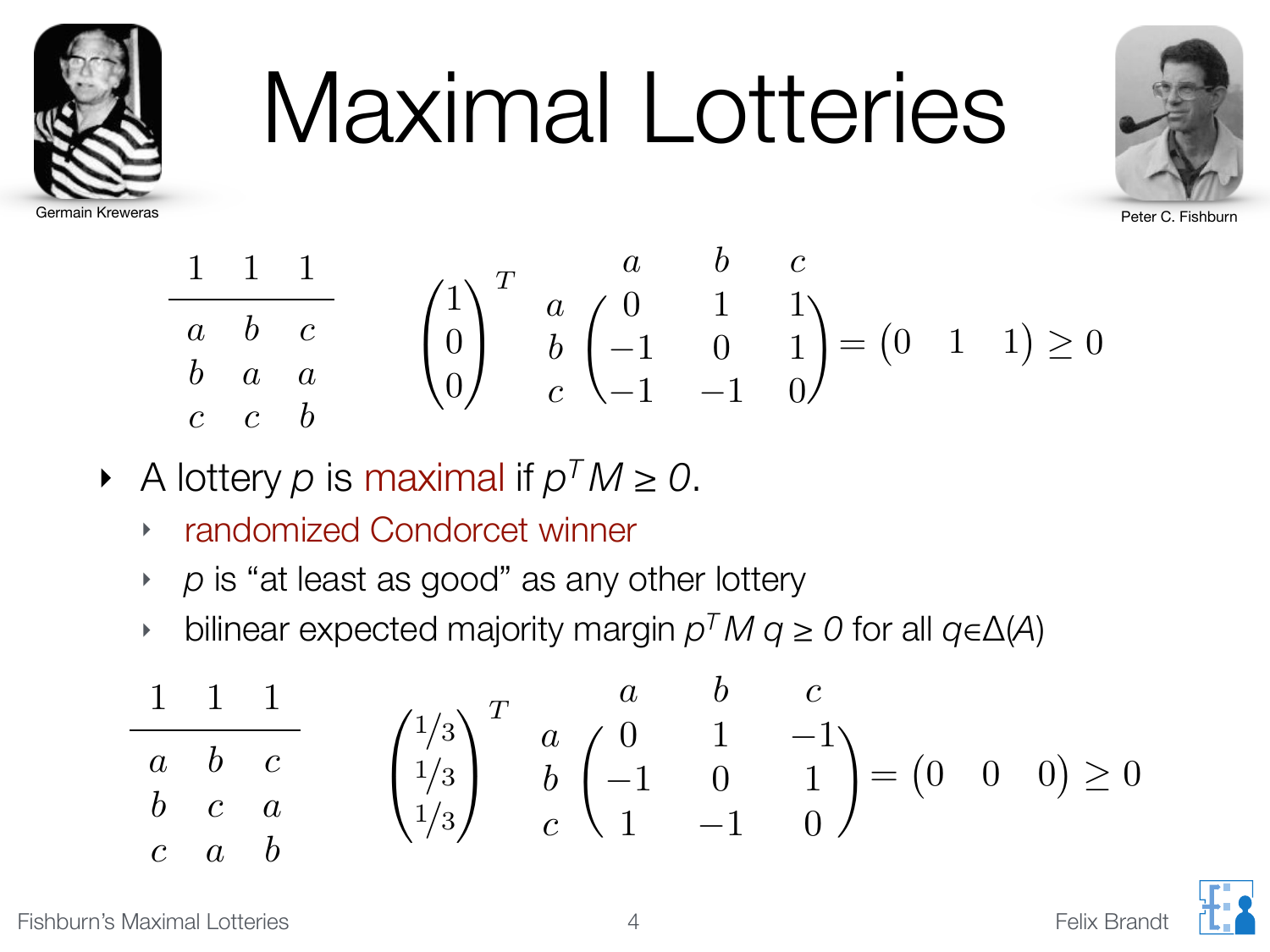# Maximal Lotteries

Germain Kreweras

Peter C. Fishburn

| 1 | 1 | 1 |
|---|---|---|
| $a$ | $b$ | $c$ |
| $b$ | $a$ | $a$ |
| $c$ | $c$ | $b$ |

$$\begin{pmatrix}1\\0\\0\end{pmatrix}^T \begin{array}{c} \\ a \\ b \\ c \end{array}\!\!\begin{array}{c} \begin{array}{ccc} a & b & c \end{array} \\ \begin{pmatrix} 0 & 1 & 1 \\ -1 & 0 & 1 \\ -1 & -1 & 0 \end{pmatrix} \end{array} = \begin{pmatrix}0 & 1 & 1\end{pmatrix} \geq 0$$

- A lottery $p$ is maximal if $p^T M \geq 0$.
  - randomized Condorcet winner
  - $p$ is "at least as good" as any other lottery
  - bilinear expected majority margin $p^T M\, q \geq 0$ for all $q \in \Delta(A)$

| 1 | 1 | 1 |
|---|---|---|
| $a$ | $b$ | $c$ |
| $b$ | $c$ | $a$ |
| $c$ | $a$ | $b$ |

$$\begin{pmatrix}1/3\\1/3\\1/3\end{pmatrix}^T \begin{array}{c} \\ a \\ b \\ c \end{array}\!\!\begin{array}{c} \begin{array}{ccc} a & b & c \end{array} \\ \begin{pmatrix} 0 & 1 & -1 \\ -1 & 0 & 1 \\ 1 & -1 & 0 \end{pmatrix} \end{array} = \begin{pmatrix}0 & 0 & 0\end{pmatrix} \geq 0$$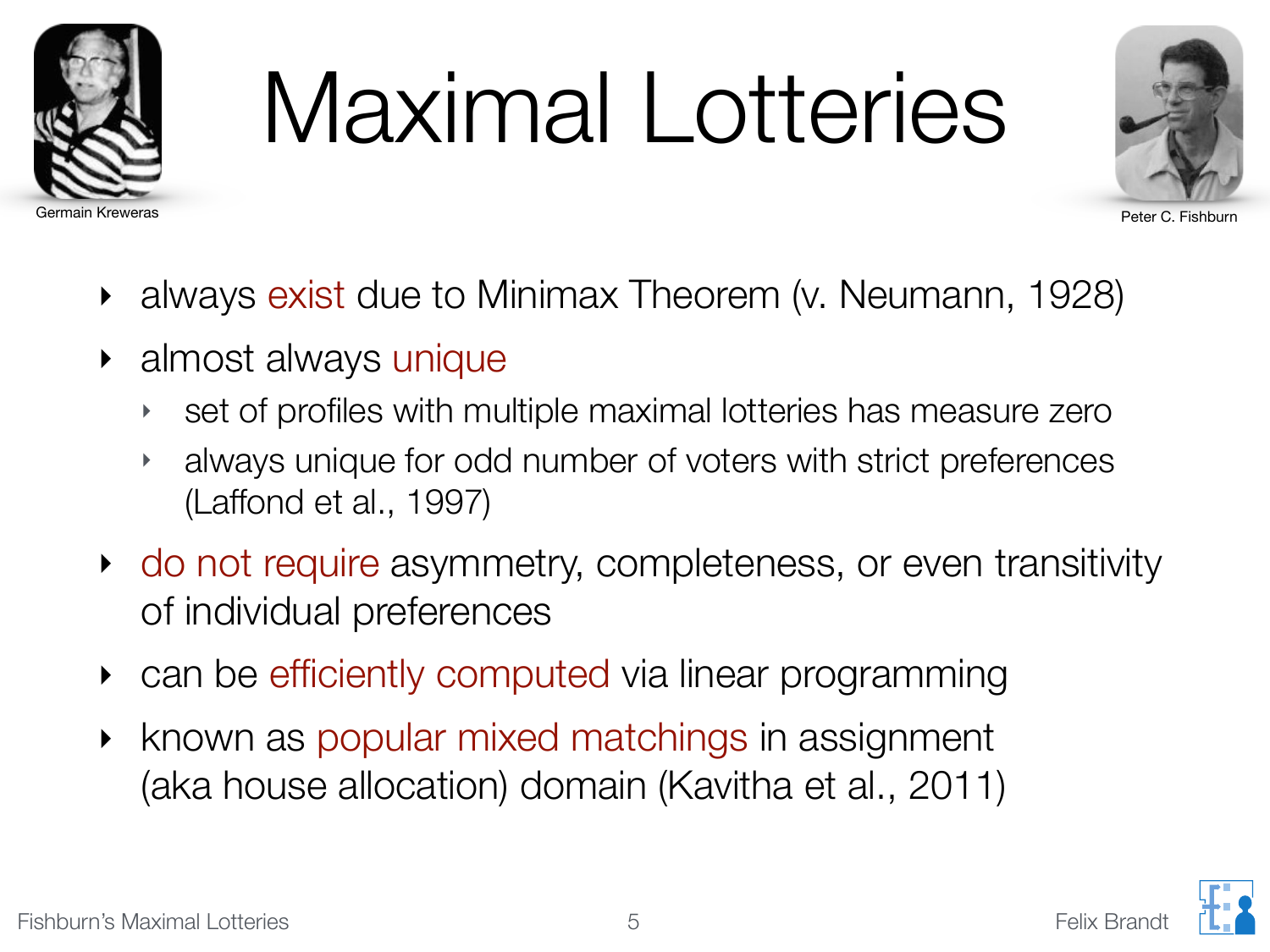# Maximal Lotteries

Germain Kreweras

Peter C. Fishburn

- always exist due to Minimax Theorem (v. Neumann, 1928)
- almost always unique
  - set of profiles with multiple maximal lotteries has measure zero
  - always unique for odd number of voters with strict preferences (Laffond et al., 1997)
- do not require asymmetry, completeness, or even transitivity of individual preferences
- can be efficiently computed via linear programming
- known as popular mixed matchings in assignment (aka house allocation) domain (Kavitha et al., 2011)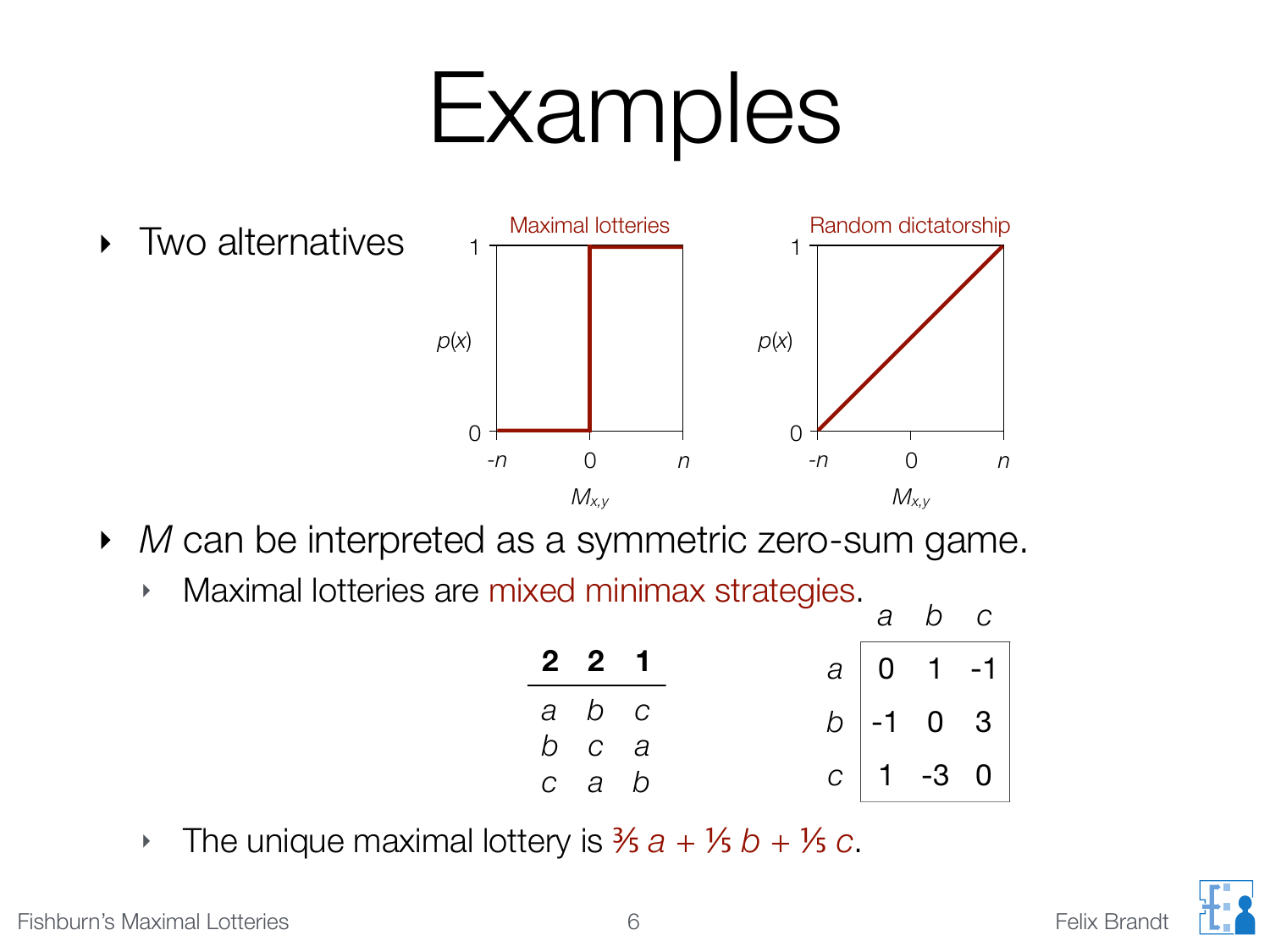# Examples

- Two alternatives

Maximal lotteries — Random dictatorship

- $M$ can be interpreted as a symmetric zero-sum game.
  - Maximal lotteries are mixed minimax strategies.

| **2** | **2** | **1** |
|---|---|---|
| $a$ | $b$ | $c$ |
| $b$ | $c$ | $a$ |
| $c$ | $a$ | $b$ |

| | $a$ | $b$ | $c$ |
|---|---|---|---|
| $a$ | 0 | 1 | -1 |
| $b$ | -1 | 0 | 3 |
| $c$ | 1 | -3 | 0 |

  - The unique maximal lottery is $\frac{3}{5}\, a + \frac{1}{5}\, b + \frac{1}{5}\, c$.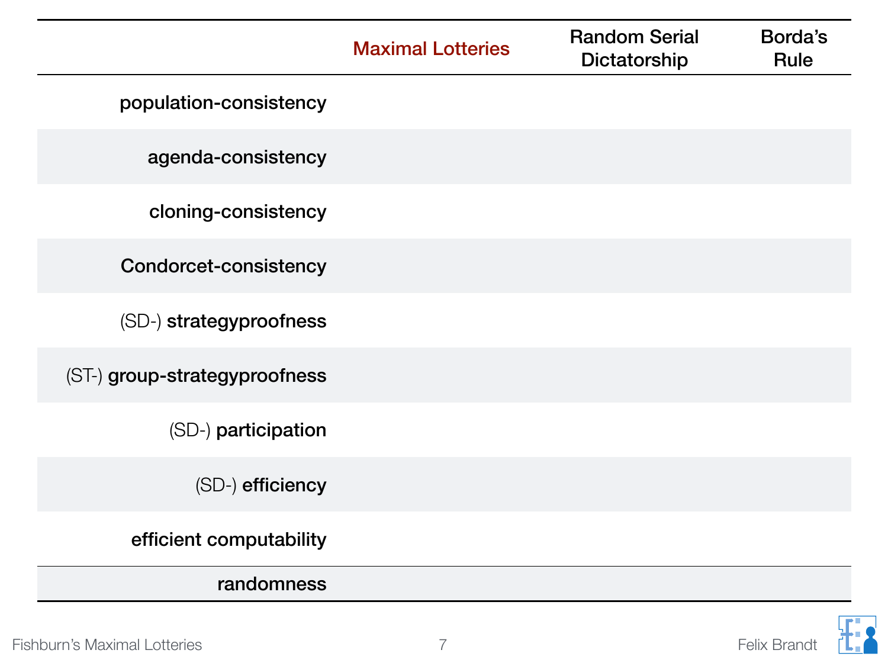| | Maximal Lotteries | Random Serial Dictatorship | Borda's Rule |
|---|---|---|---|
| **population-consistency** | | | |
| **agenda-consistency** | | | |
| **cloning-consistency** | | | |
| **Condorcet-consistency** | | | |
| (SD-) **strategyproofness** | | | |
| (ST-) **group-strategyproofness** | | | |
| (SD-) **participation** | | | |
| (SD-) **efficiency** | | | |
| **efficient computability** | | | |
| **randomness** | | | |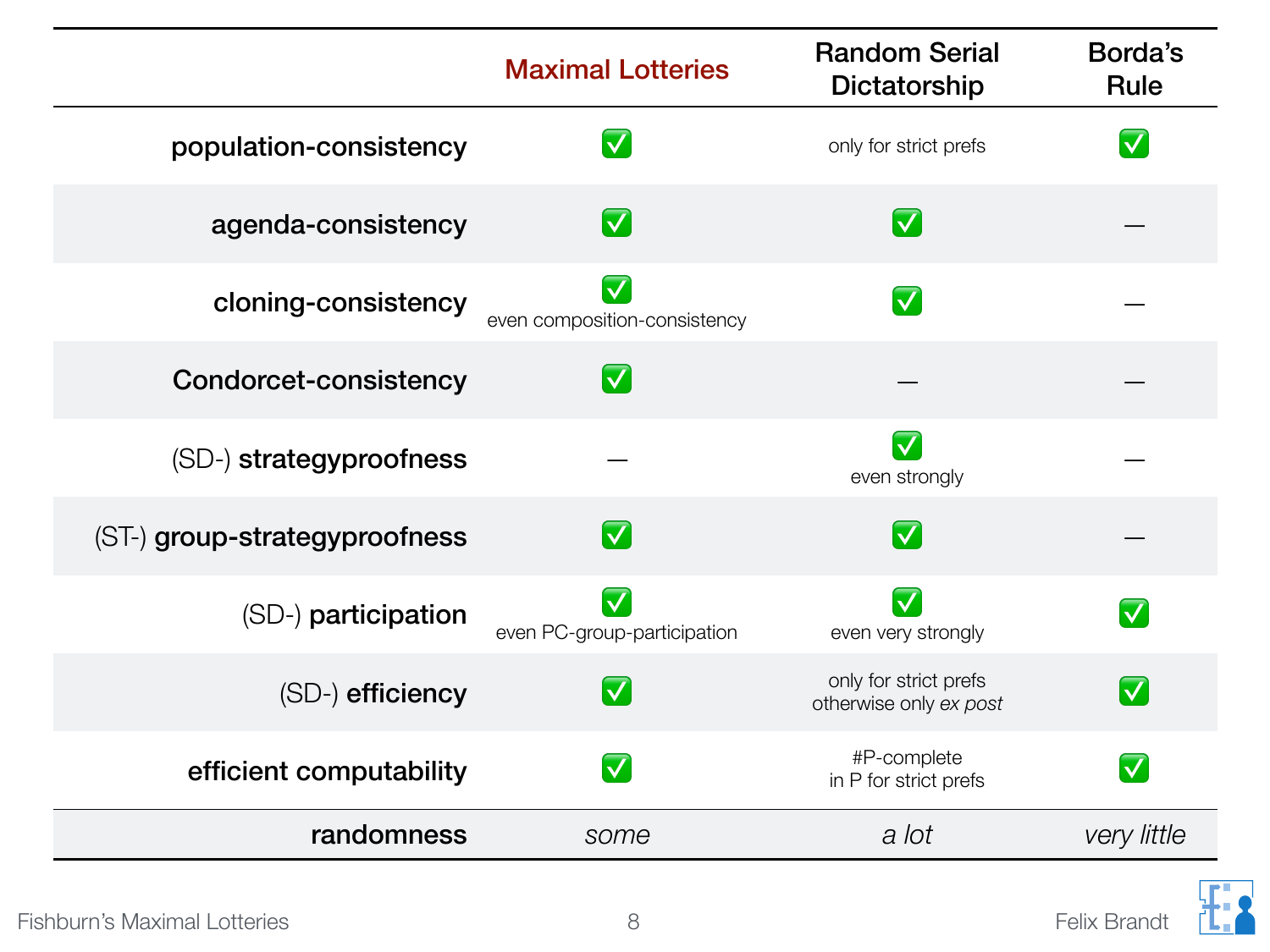| | Maximal Lotteries | Random Serial Dictatorship | Borda's Rule |
|---|---|---|---|
| **population-consistency** | ✅ | only for strict prefs | ✅ |
| **agenda-consistency** | ✅ | ✅ | — |
| **cloning-consistency** | ✅ even composition-consistency | ✅ | — |
| **Condorcet-consistency** | ✅ | — | — |
| (SD-) **strategyproofness** | — | ✅ even strongly | — |
| (ST-) **group-strategyproofness** | ✅ | ✅ | — |
| (SD-) **participation** | ✅ even PC-group-participation | ✅ even very strongly | ✅ |
| (SD-) **efficiency** | ✅ | only for strict prefs otherwise only *ex post* | ✅ |
| **efficient computability** | ✅ | #P-complete in P for strict prefs | ✅ |
| **randomness** | *some* | *a lot* | *very little* |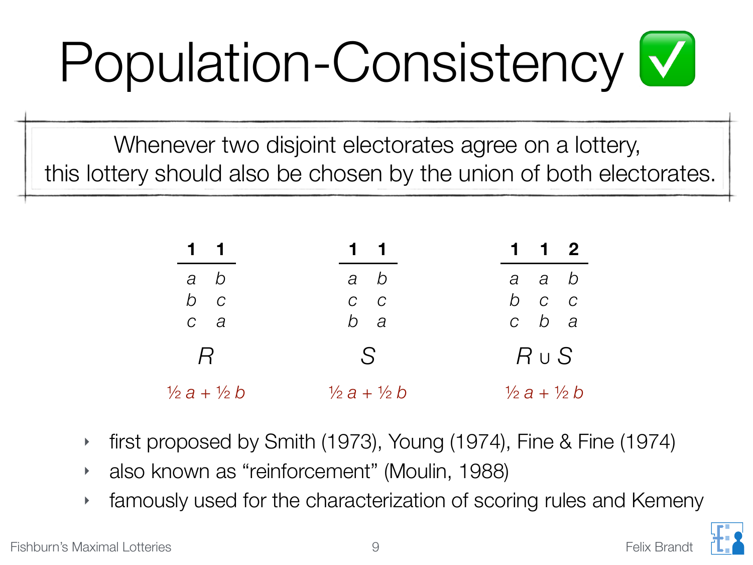# Population-Consistency ✅

> Whenever two disjoint electorates agree on a lottery, this lottery should also be chosen by the union of both electorates.

| 1 | 1 |
|---|---|
| $a$ | $b$ |
| $b$ | $c$ |
| $c$ | $a$ |

$R$

$\frac{1}{2}\, a + \frac{1}{2}\, b$

| 1 | 1 |
|---|---|
| $a$ | $b$ |
| $c$ | $c$ |
| $b$ | $a$ |

$S$

$\frac{1}{2}\, a + \frac{1}{2}\, b$

| 1 | 1 | 2 |
|---|---|---|
| $a$ | $a$ | $b$ |
| $b$ | $c$ | $c$ |
| $c$ | $b$ | $a$ |

$R \cup S$

$\frac{1}{2}\, a + \frac{1}{2}\, b$

- first proposed by Smith (1973), Young (1974), Fine & Fine (1974)
- also known as “reinforcement” (Moulin, 1988)
- famously used for the characterization of scoring rules and Kemeny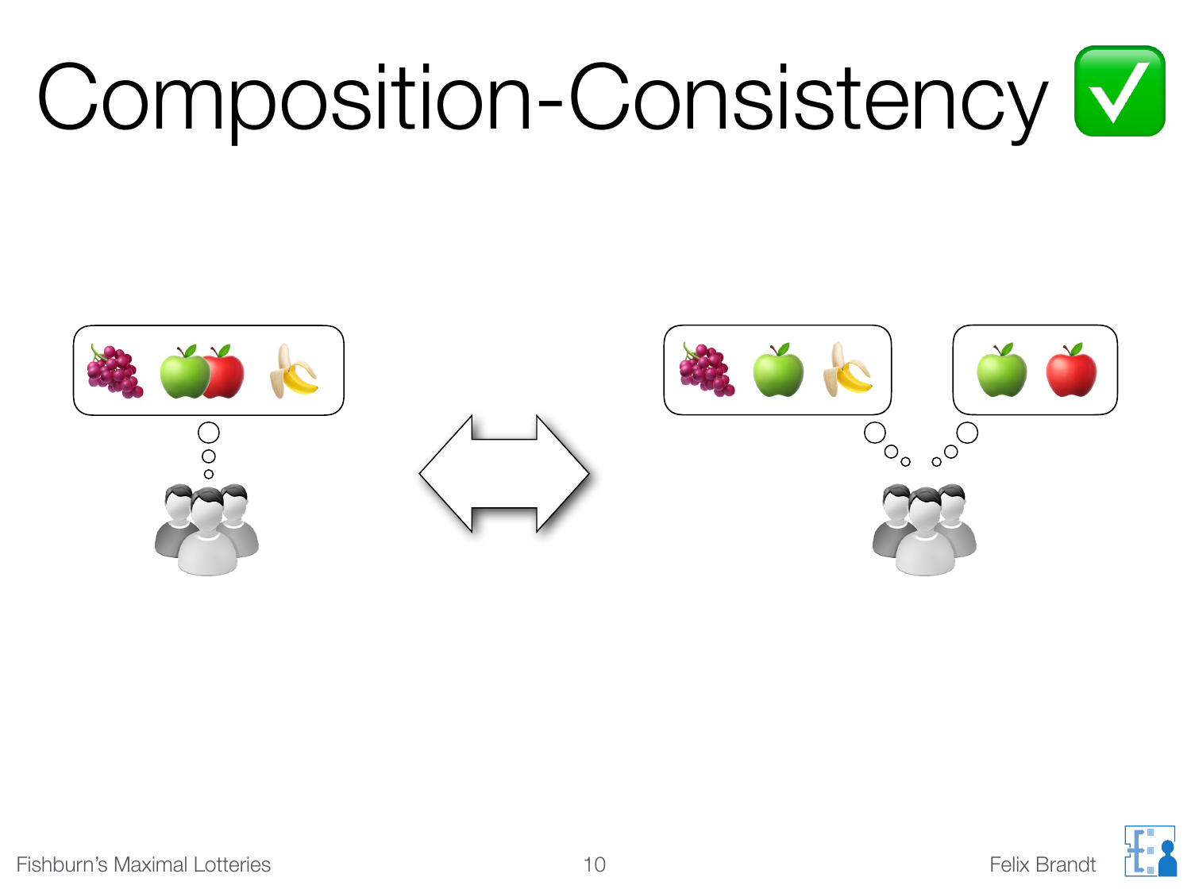# Composition-Consistency ✅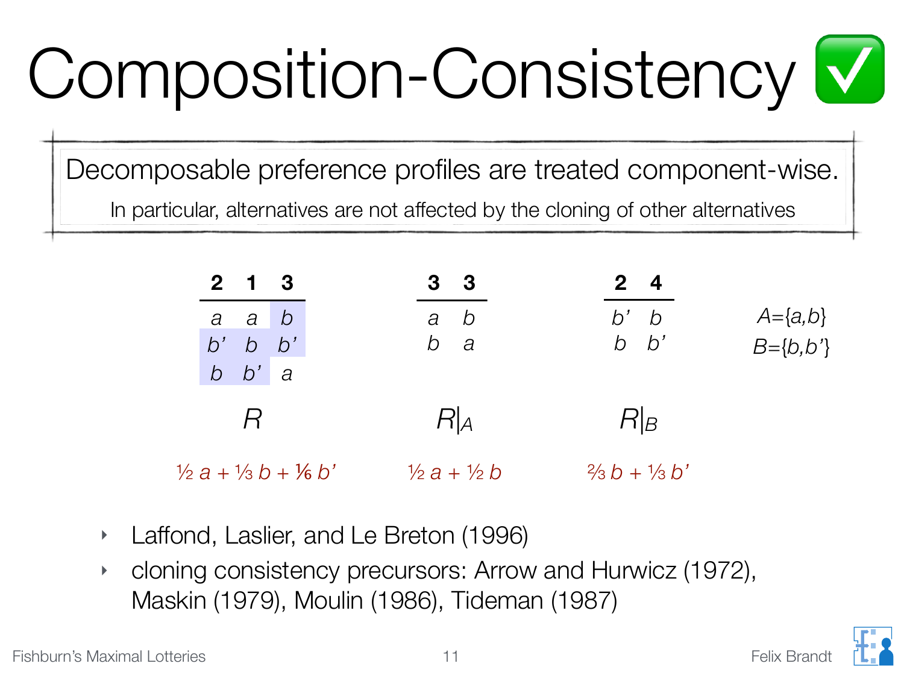# Composition-Consistency ✅

> Decomposable preference profiles are treated component-wise.
>
> In particular, alternatives are not affected by the cloning of other alternatives

| 2 | 1 | 3 |
|---|---|---|
| $a$ | $a$ | $b$ |
| $b'$ | $b$ | $b'$ |
| $b$ | $b'$ | $a$ |

$R$

$\frac{1}{2}\, a + \frac{1}{3}\, b + \frac{1}{6}\, b'$

| 3 | 3 |
|---|---|
| $a$ | $b$ |
| $b$ | $a$ |

$R|_A$

$\frac{1}{2}\, a + \frac{1}{2}\, b$

| 2 | 4 |
|---|---|
| $b'$ | $b$ |
| $b$ | $b'$ |

$R|_B$

$\frac{2}{3}\, b + \frac{1}{3}\, b'$

$A=\{a,b\}$

$B=\{b,b'\}$

- Laffond, Laslier, and Le Breton (1996)
- cloning consistency precursors: Arrow and Hurwicz (1972), Maskin (1979), Moulin (1986), Tideman (1987)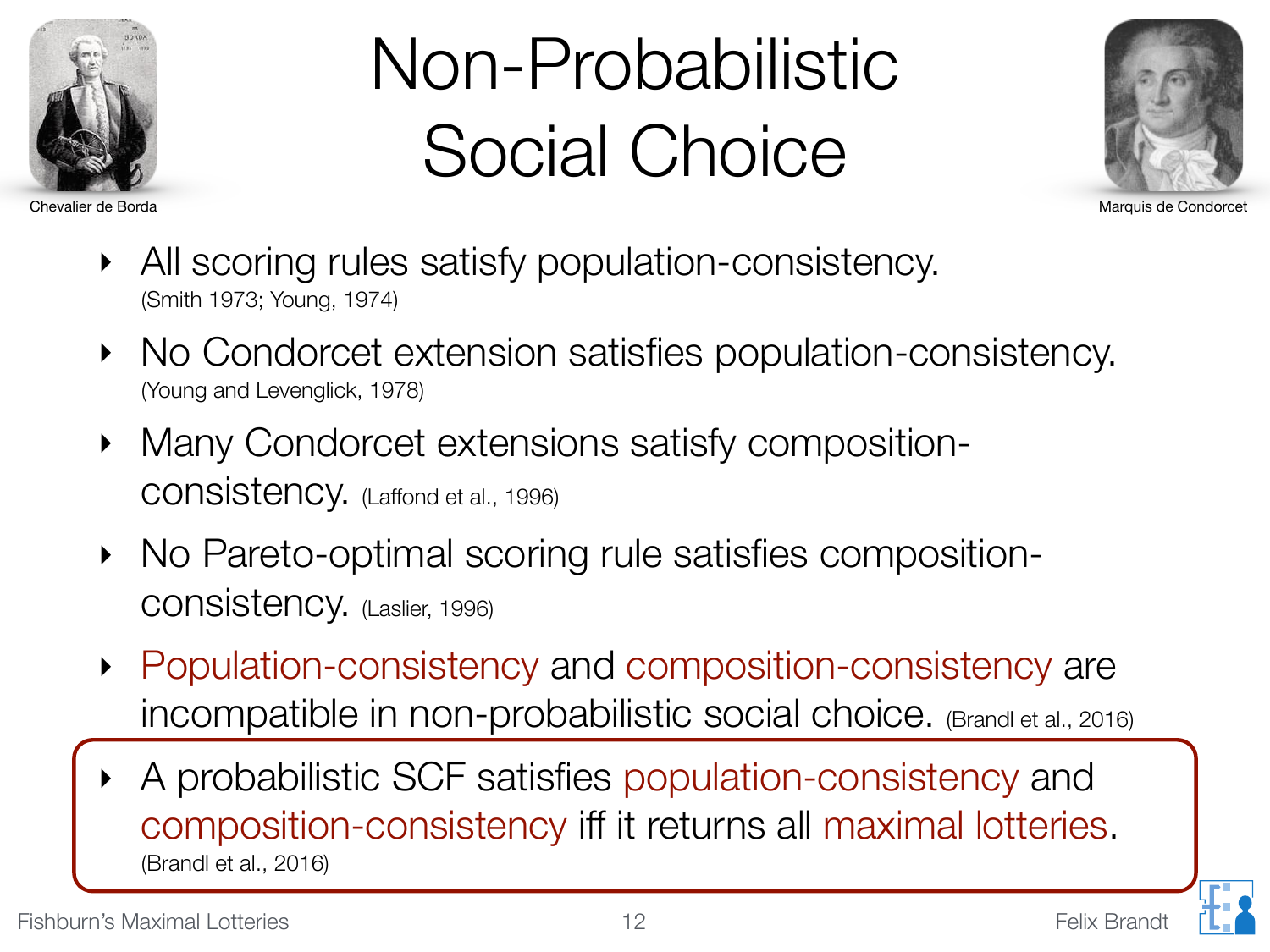# Non-Probabilistic Social Choice

Chevalier de Borda

Marquis de Condorcet

- All scoring rules satisfy population-consistency. (Smith 1973; Young, 1974)
- No Condorcet extension satisfies population-consistency. (Young and Levenglick, 1978)
- Many Condorcet extensions satisfy composition-consistency. (Laffond et al., 1996)
- No Pareto-optimal scoring rule satisfies composition-consistency. (Laslier, 1996)
- Population-consistency and composition-consistency are incompatible in non-probabilistic social choice. (Brandl et al., 2016)
- A probabilistic SCF satisfies population-consistency and composition-consistency iff it returns all maximal lotteries. (Brandl et al., 2016)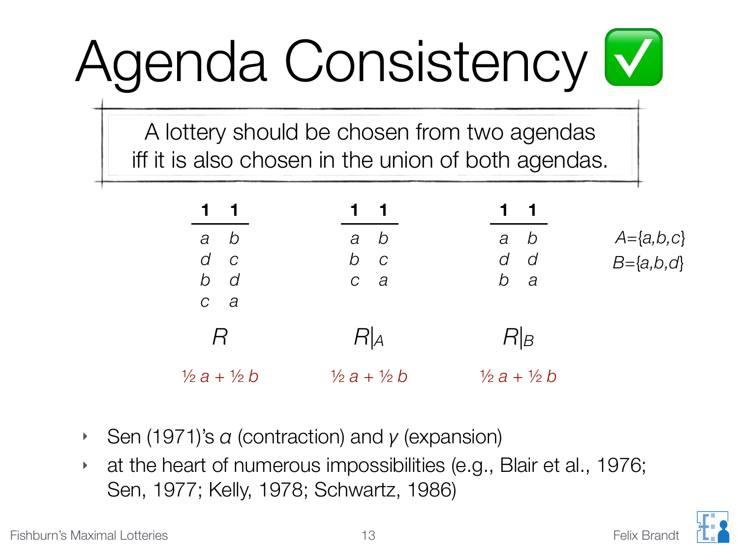# Agenda Consistency ✅

> A lottery should be chosen from two agendas iff it is also chosen in the union of both agendas.

| 1 | 1 |
|---|---|
| *a* | *b* |
| *d* | *c* |
| *b* | *d* |
| *c* | *a* |

$R$

½ *a* + ½ *b*

| 1 | 1 |
|---|---|
| *a* | *b* |
| *b* | *c* |
| *c* | *a* |

$R|_A$

½ *a* + ½ *b*

| 1 | 1 |
|---|---|
| *a* | *b* |
| *d* | *d* |
| *b* | *a* |

$R|_B$

½ *a* + ½ *b*

$A=\{a,b,c\}$
$B=\{a,b,d\}$

- Sen (1971)'s *α* (contraction) and *γ* (expansion)
- at the heart of numerous impossibilities (e.g., Blair et al., 1976; Sen, 1977; Kelly, 1978; Schwartz, 1986)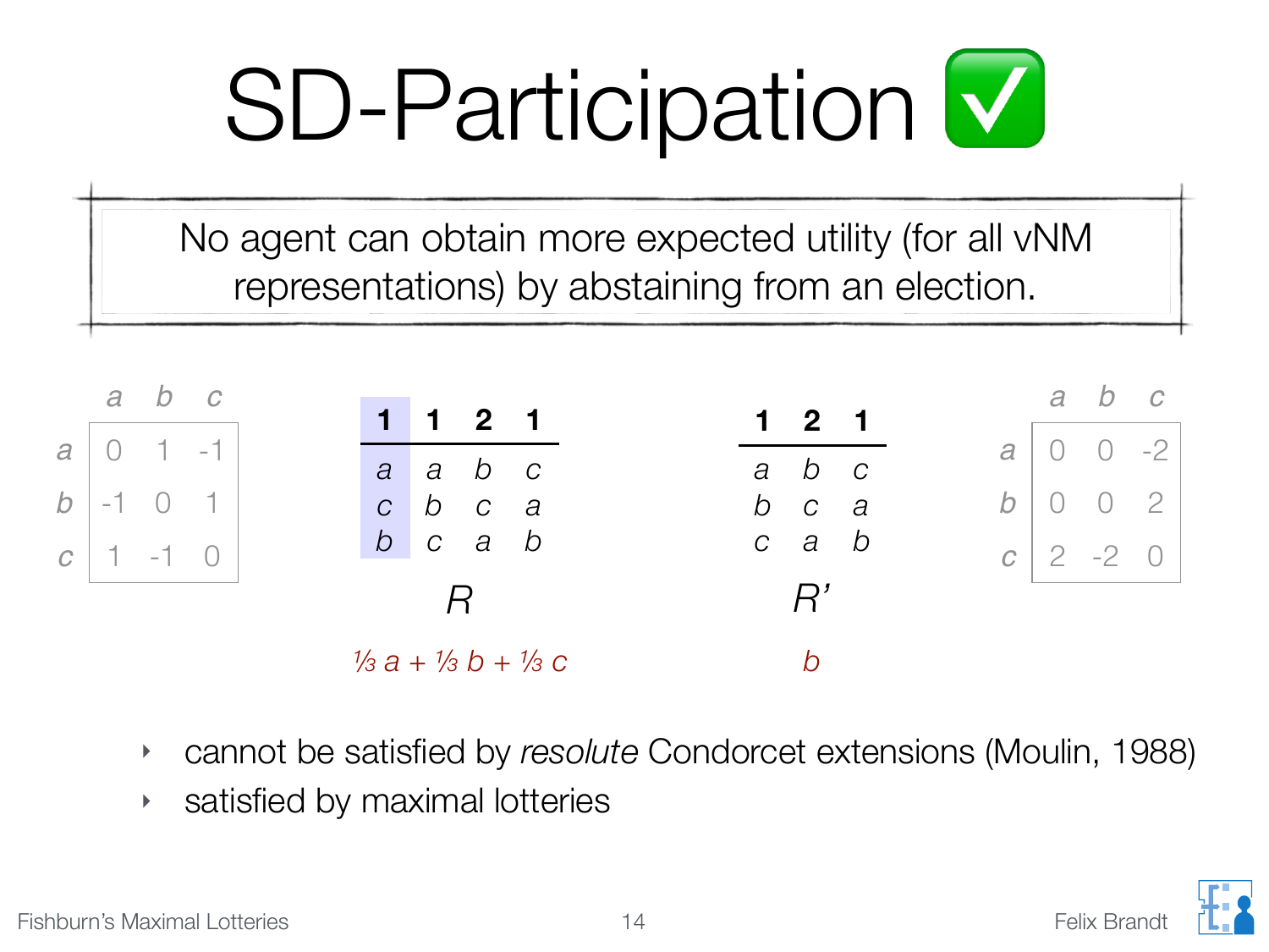# SD-Participation ✅

> No agent can obtain more expected utility (for all vNM representations) by abstaining from an election.

|   | a | b | c |
|---|---|---|---|
| **a** | 0 | 1 | -1 |
| **b** | -1 | 0 | 1 |
| **c** | 1 | -1 | 0 |

| **1** | **1** | **2** | **1** |
|---|---|---|---|
| $a$ | $a$ | $b$ | $c$ |
| $c$ | $b$ | $c$ | $a$ |
| $b$ | $c$ | $a$ | $b$ |

$R$

$⅓\, a + ⅓\, b + ⅓\, c$

| **1** | **2** | **1** |
|---|---|---|
| $a$ | $b$ | $c$ |
| $b$ | $c$ | $a$ |
| $c$ | $a$ | $b$ |

$R'$

$b$

|   | a | b | c |
|---|---|---|---|
| **a** | 0 | 0 | -2 |
| **b** | 0 | 0 | 2 |
| **c** | 2 | -2 | 0 |

- cannot be satisfied by *resolute* Condorcet extensions (Moulin, 1988)
- satisfied by maximal lotteries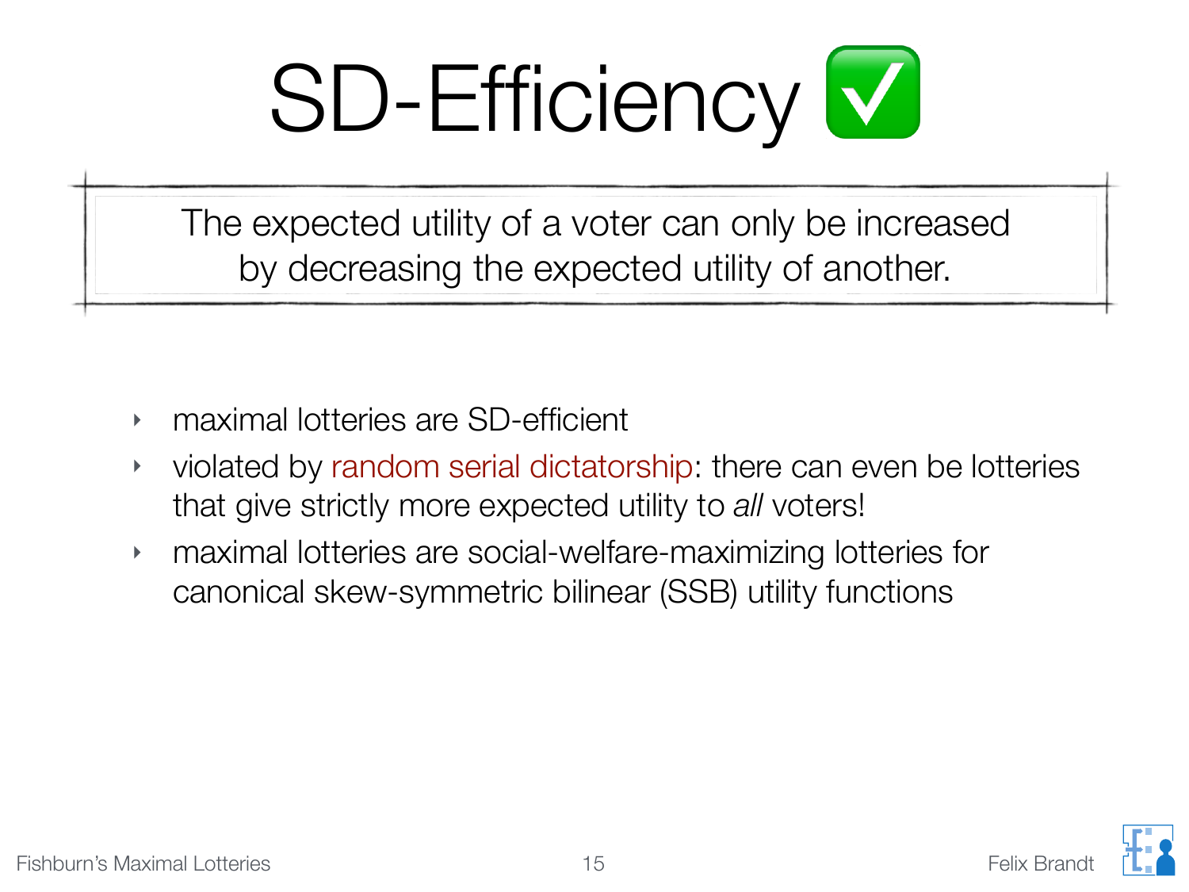# SD-Efficiency ✅

> The expected utility of a voter can only be increased by decreasing the expected utility of another.

- maximal lotteries are SD-efficient
- violated by random serial dictatorship: there can even be lotteries that give strictly more expected utility to *all* voters!
- maximal lotteries are social-welfare-maximizing lotteries for canonical skew-symmetric bilinear (SSB) utility functions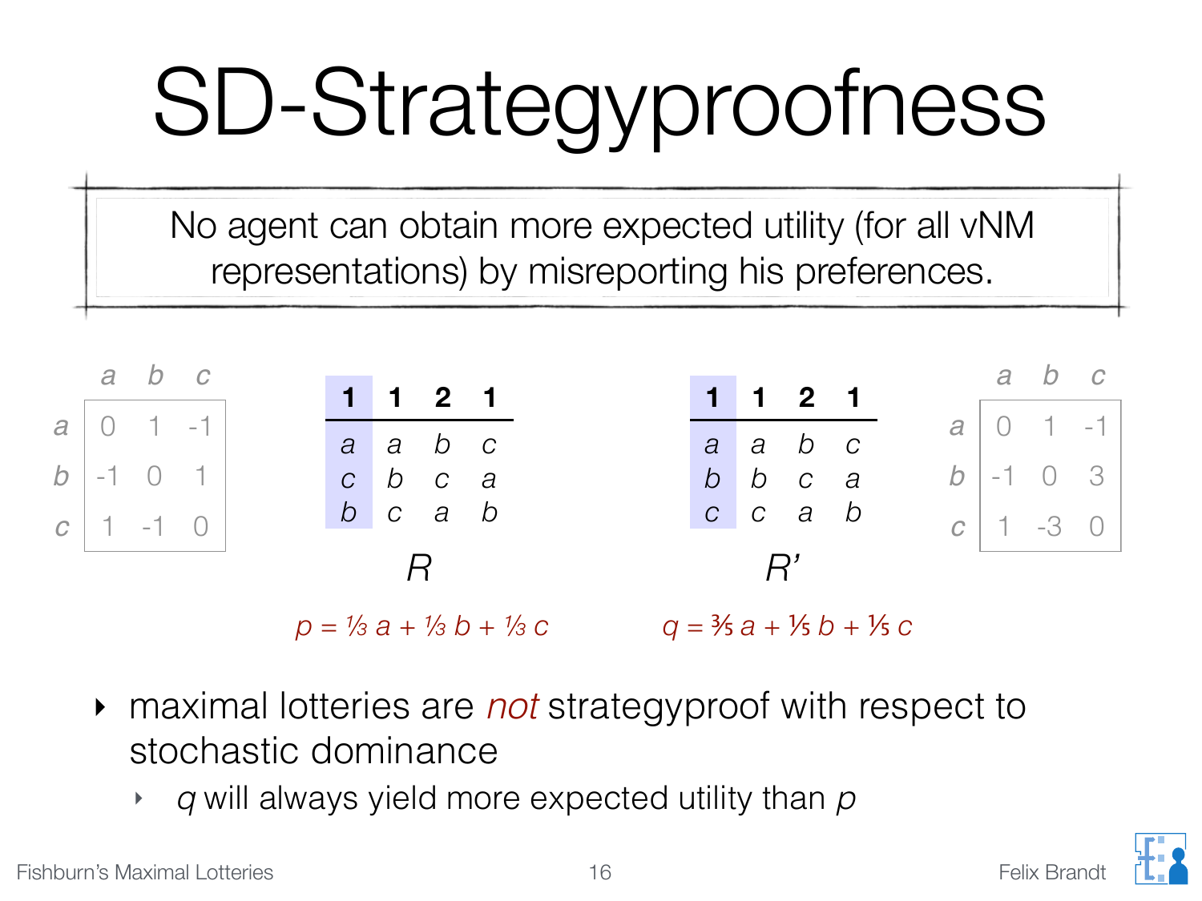# SD-Strategyproofness

> No agent can obtain more expected utility (for all vNM representations) by misreporting his preferences.

| | $a$ | $b$ | $c$ |
|---|---|---|---|
| $a$ | 0 | 1 | -1 |
| $b$ | -1 | 0 | 1 |
| $c$ | 1 | -1 | 0 |

**$R$:**

| **1** | **1** | **2** | **1** |
|---|---|---|---|
| $a$ | $a$ | $b$ | $c$ |
| $c$ | $b$ | $c$ | $a$ |
| $b$ | $c$ | $a$ | $b$ |

$p = ⅓\, a + ⅓\, b + ⅓\, c$

**$R'$:**

| **1** | **1** | **2** | **1** |
|---|---|---|---|
| $a$ | $a$ | $b$ | $c$ |
| $b$ | $b$ | $c$ | $a$ |
| $c$ | $c$ | $a$ | $b$ |

$q = ⅗\, a + ⅕\, b + ⅕\, c$

| | $a$ | $b$ | $c$ |
|---|---|---|---|
| $a$ | 0 | 1 | -1 |
| $b$ | -1 | 0 | 3 |
| $c$ | 1 | -3 | 0 |

- maximal lotteries are *not* strategyproof with respect to stochastic dominance
  - $q$ will always yield more expected utility than $p$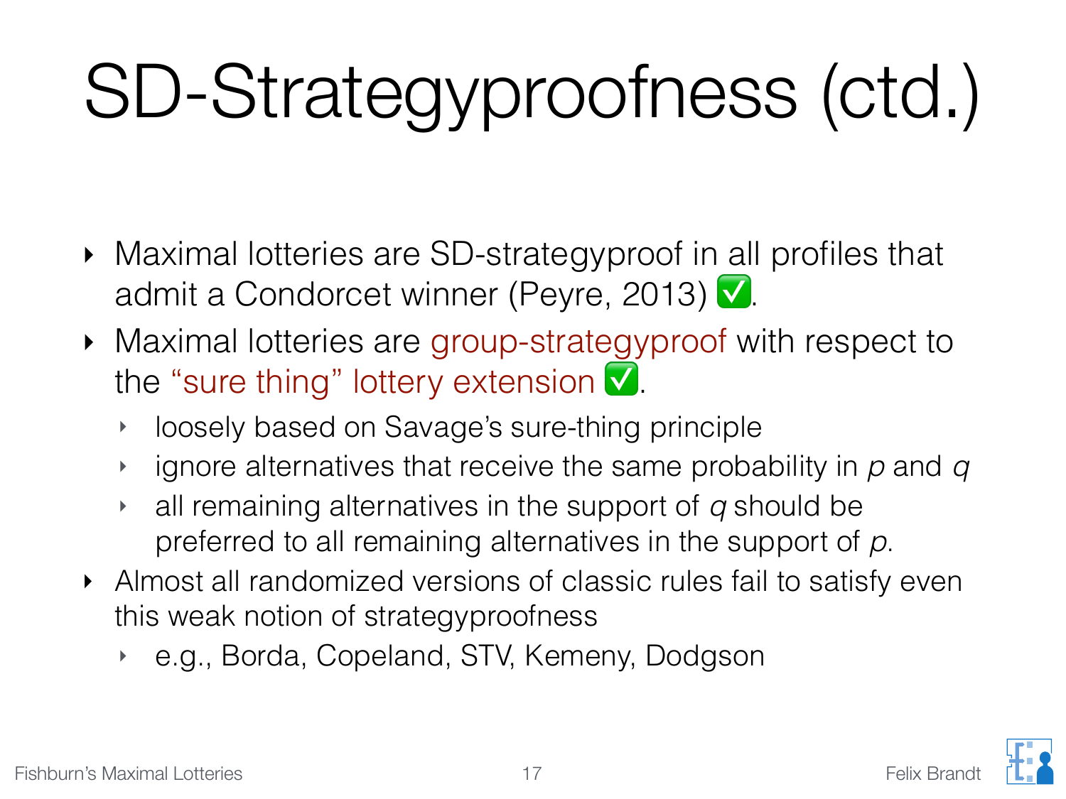# SD-Strategyproofness (ctd.)

- Maximal lotteries are SD-strategyproof in all profiles that admit a Condorcet winner (Peyre, 2013) ✅.
- Maximal lotteries are group-strategyproof with respect to the "sure thing" lottery extension ✅.
  - loosely based on Savage's sure-thing principle
  - ignore alternatives that receive the same probability in $p$ and $q$
  - all remaining alternatives in the support of $q$ should be preferred to all remaining alternatives in the support of $p$.
- Almost all randomized versions of classic rules fail to satisfy even this weak notion of strategyproofness
  - e.g., Borda, Copeland, STV, Kemeny, Dodgson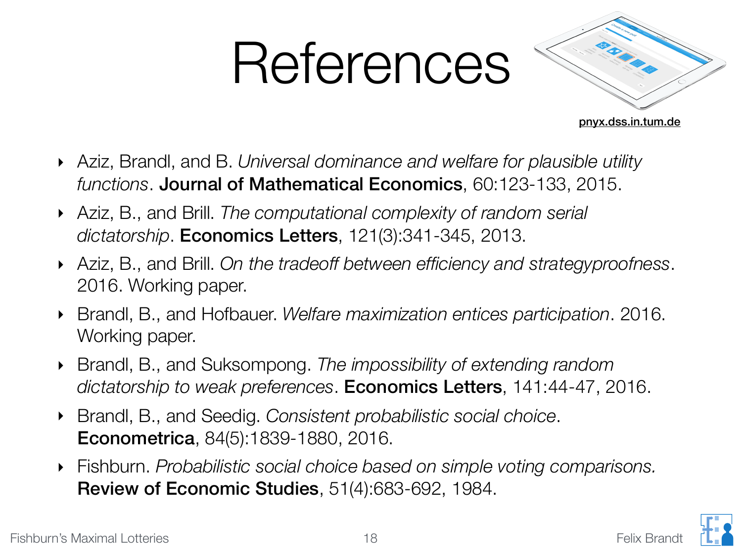# References

pnyx.dss.in.tum.de

- Aziz, Brandl, and B. *Universal dominance and welfare for plausible utility functions*. **Journal of Mathematical Economics**, 60:123-133, 2015.
- Aziz, B., and Brill. *The computational complexity of random serial dictatorship*. **Economics Letters**, 121(3):341-345, 2013.
- Aziz, B., and Brill. *On the tradeoff between efficiency and strategyproofness*. 2016. Working paper.
- Brandl, B., and Hofbauer. *Welfare maximization entices participation*. 2016. Working paper.
- Brandl, B., and Suksompong. *The impossibility of extending random dictatorship to weak preferences*. **Economics Letters**, 141:44-47, 2016.
- Brandl, B., and Seedig. *Consistent probabilistic social choice*. **Econometrica**, 84(5):1839-1880, 2016.
- Fishburn. *Probabilistic social choice based on simple voting comparisons.* **Review of Economic Studies**, 51(4):683-692, 1984.